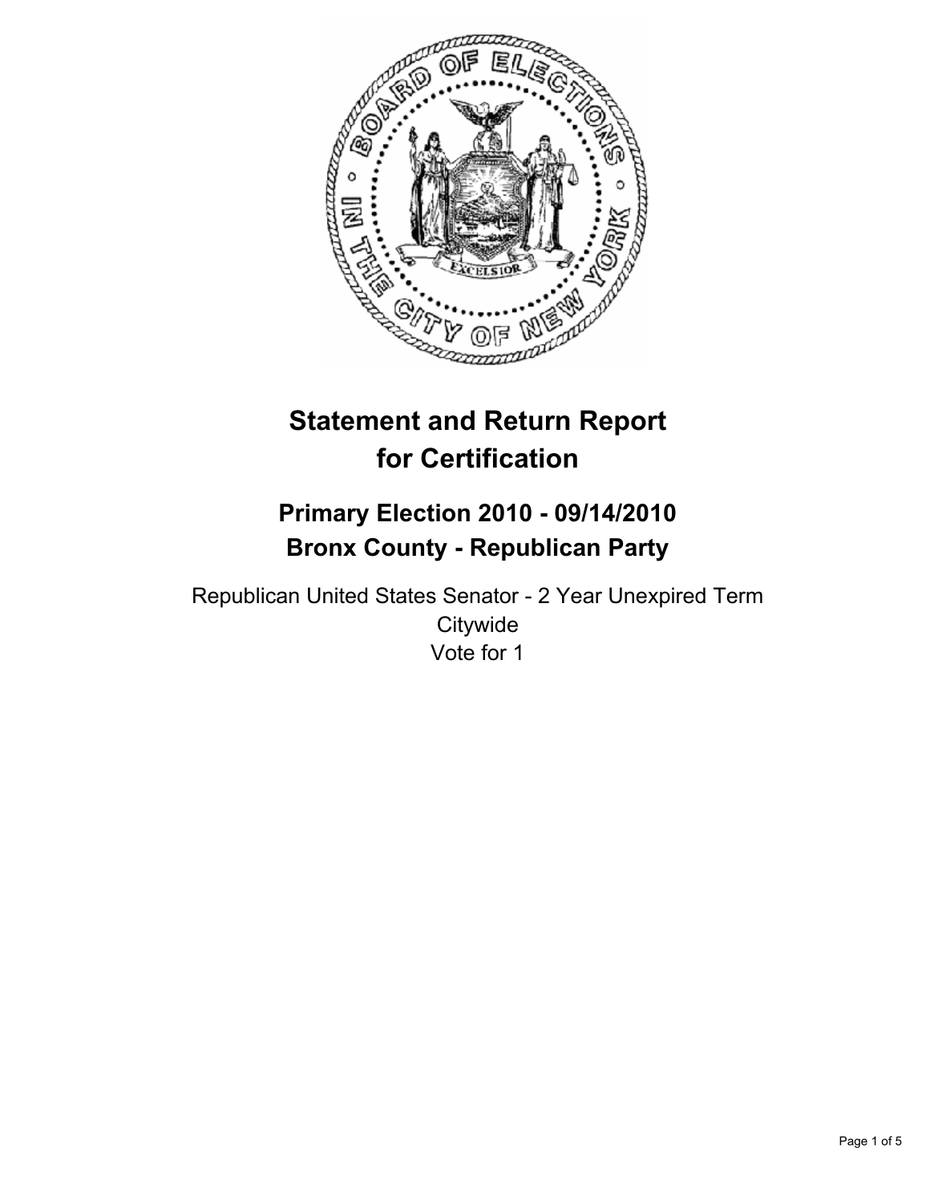# Statement and Return Report for Certification

## Primary Election 2010 - 09/14/2010
## Bronx County - Republican Party

Republican United States Senator - 2 Year Unexpired Term
Citywide
Vote for 1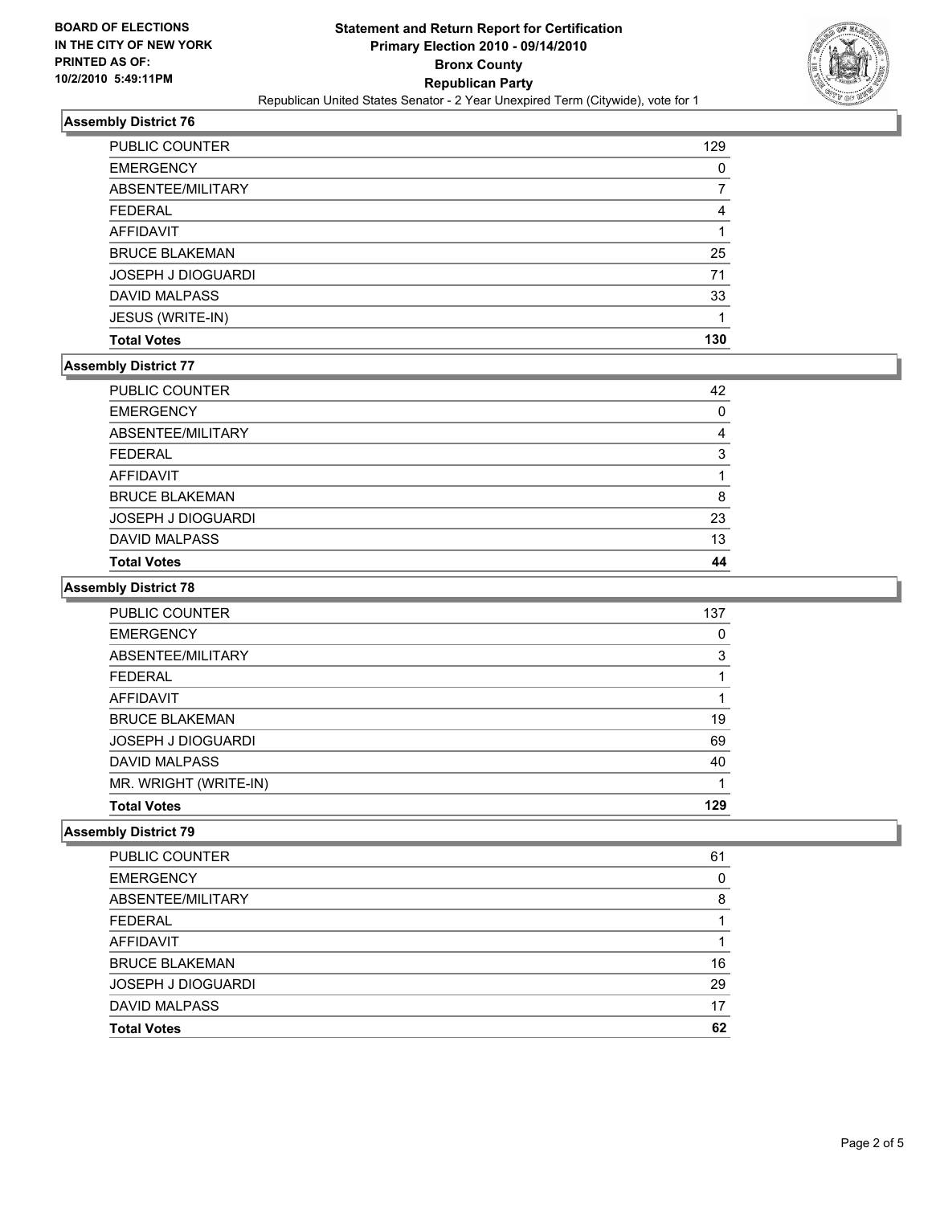BOARD OF ELECTIONS
IN THE CITY OF NEW YORK
PRINTED AS OF:
10/2/2010 5:49:11PM

# Statement and Return Report for Certification
## Primary Election 2010 - 09/14/2010
## Bronx County
## Republican Party
Republican United States Senator - 2 Year Unexpired Term (Citywide), vote for 1

### Assembly District 76

| | |
|---|---|
| PUBLIC COUNTER | 129 |
| EMERGENCY | 0 |
| ABSENTEE/MILITARY | 7 |
| FEDERAL | 4 |
| AFFIDAVIT | 1 |
| BRUCE BLAKEMAN | 25 |
| JOSEPH J DIOGUARDI | 71 |
| DAVID MALPASS | 33 |
| JESUS (WRITE-IN) | 1 |
| **Total Votes** | **130** |

### Assembly District 77

| | |
|---|---|
| PUBLIC COUNTER | 42 |
| EMERGENCY | 0 |
| ABSENTEE/MILITARY | 4 |
| FEDERAL | 3 |
| AFFIDAVIT | 1 |
| BRUCE BLAKEMAN | 8 |
| JOSEPH J DIOGUARDI | 23 |
| DAVID MALPASS | 13 |
| **Total Votes** | **44** |

### Assembly District 78

| | |
|---|---|
| PUBLIC COUNTER | 137 |
| EMERGENCY | 0 |
| ABSENTEE/MILITARY | 3 |
| FEDERAL | 1 |
| AFFIDAVIT | 1 |
| BRUCE BLAKEMAN | 19 |
| JOSEPH J DIOGUARDI | 69 |
| DAVID MALPASS | 40 |
| MR. WRIGHT (WRITE-IN) | 1 |
| **Total Votes** | **129** |

### Assembly District 79

| | |
|---|---|
| PUBLIC COUNTER | 61 |
| EMERGENCY | 0 |
| ABSENTEE/MILITARY | 8 |
| FEDERAL | 1 |
| AFFIDAVIT | 1 |
| BRUCE BLAKEMAN | 16 |
| JOSEPH J DIOGUARDI | 29 |
| DAVID MALPASS | 17 |
| **Total Votes** | **62** |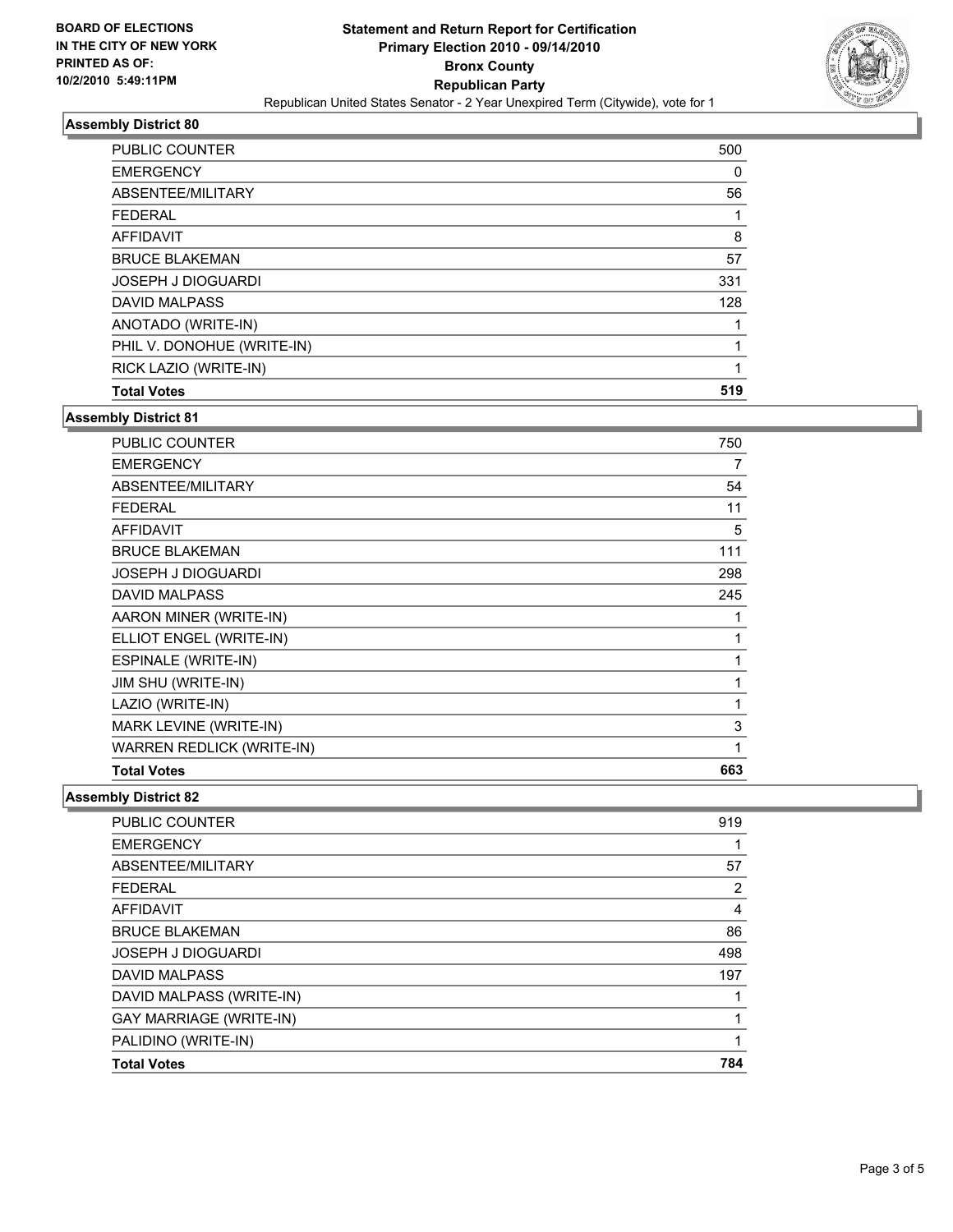BOARD OF ELECTIONS
IN THE CITY OF NEW YORK
PRINTED AS OF:
10/2/2010 5:49:11PM

**Statement and Return Report for Certification**
**Primary Election 2010 - 09/14/2010**
**Bronx County**
**Republican Party**
Republican United States Senator - 2 Year Unexpired Term (Citywide), vote for 1

### Assembly District 80

| | |
|---|---|
| PUBLIC COUNTER | 500 |
| EMERGENCY | 0 |
| ABSENTEE/MILITARY | 56 |
| FEDERAL | 1 |
| AFFIDAVIT | 8 |
| BRUCE BLAKEMAN | 57 |
| JOSEPH J DIOGUARDI | 331 |
| DAVID MALPASS | 128 |
| ANOTADO (WRITE-IN) | 1 |
| PHIL V. DONOHUE (WRITE-IN) | 1 |
| RICK LAZIO (WRITE-IN) | 1 |
| **Total Votes** | **519** |

### Assembly District 81

| | |
|---|---|
| PUBLIC COUNTER | 750 |
| EMERGENCY | 7 |
| ABSENTEE/MILITARY | 54 |
| FEDERAL | 11 |
| AFFIDAVIT | 5 |
| BRUCE BLAKEMAN | 111 |
| JOSEPH J DIOGUARDI | 298 |
| DAVID MALPASS | 245 |
| AARON MINER (WRITE-IN) | 1 |
| ELLIOT ENGEL (WRITE-IN) | 1 |
| ESPINALE (WRITE-IN) | 1 |
| JIM SHU (WRITE-IN) | 1 |
| LAZIO (WRITE-IN) | 1 |
| MARK LEVINE (WRITE-IN) | 3 |
| WARREN REDLICK (WRITE-IN) | 1 |
| **Total Votes** | **663** |

### Assembly District 82

| | |
|---|---|
| PUBLIC COUNTER | 919 |
| EMERGENCY | 1 |
| ABSENTEE/MILITARY | 57 |
| FEDERAL | 2 |
| AFFIDAVIT | 4 |
| BRUCE BLAKEMAN | 86 |
| JOSEPH J DIOGUARDI | 498 |
| DAVID MALPASS | 197 |
| DAVID MALPASS (WRITE-IN) | 1 |
| GAY MARRIAGE (WRITE-IN) | 1 |
| PALIDINO (WRITE-IN) | 1 |
| **Total Votes** | **784** |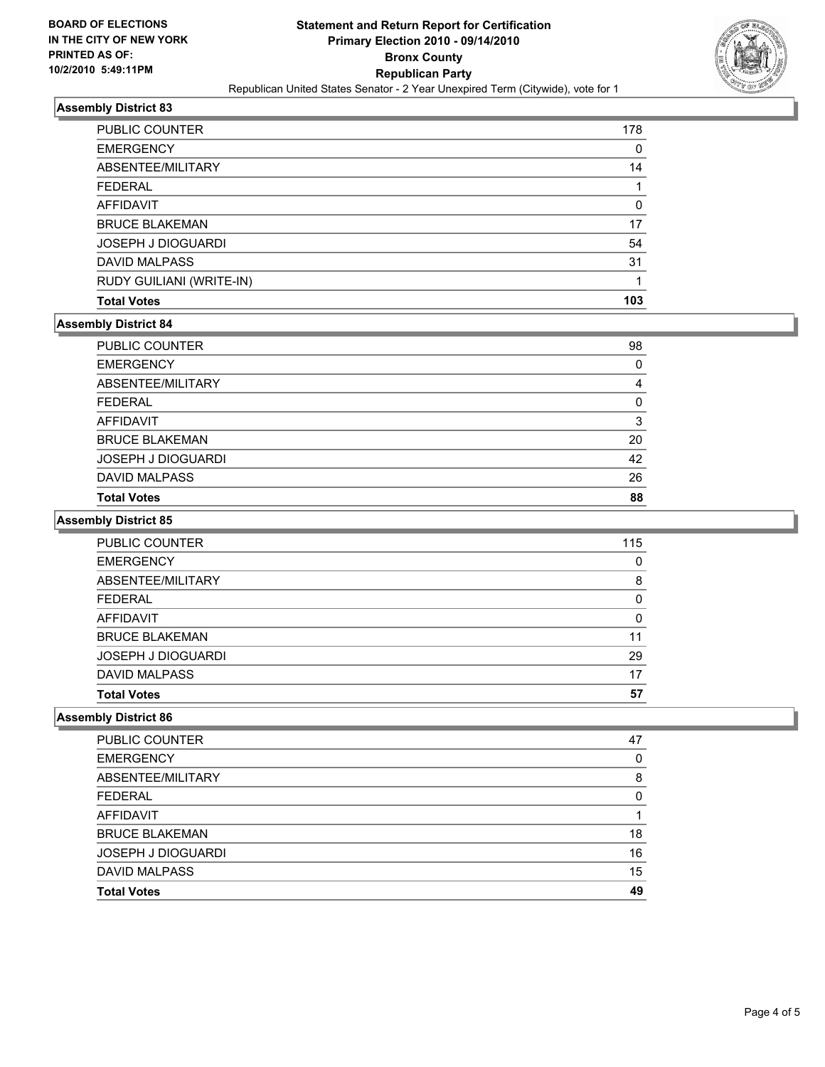**BOARD OF ELECTIONS IN THE CITY OF NEW YORK PRINTED AS OF: 10/2/2010 5:49:11PM**

# Statement and Return Report for Certification
## Primary Election 2010 - 09/14/2010
## Bronx County
## Republican Party
### Republican United States Senator - 2 Year Unexpired Term (Citywide), vote for 1

### Assembly District 83

| | |
|---|---|
| PUBLIC COUNTER | 178 |
| EMERGENCY | 0 |
| ABSENTEE/MILITARY | 14 |
| FEDERAL | 1 |
| AFFIDAVIT | 0 |
| BRUCE BLAKEMAN | 17 |
| JOSEPH J DIOGUARDI | 54 |
| DAVID MALPASS | 31 |
| RUDY GUILIANI (WRITE-IN) | 1 |
| **Total Votes** | **103** |

### Assembly District 84

| | |
|---|---|
| PUBLIC COUNTER | 98 |
| EMERGENCY | 0 |
| ABSENTEE/MILITARY | 4 |
| FEDERAL | 0 |
| AFFIDAVIT | 3 |
| BRUCE BLAKEMAN | 20 |
| JOSEPH J DIOGUARDI | 42 |
| DAVID MALPASS | 26 |
| **Total Votes** | **88** |

### Assembly District 85

| | |
|---|---|
| PUBLIC COUNTER | 115 |
| EMERGENCY | 0 |
| ABSENTEE/MILITARY | 8 |
| FEDERAL | 0 |
| AFFIDAVIT | 0 |
| BRUCE BLAKEMAN | 11 |
| JOSEPH J DIOGUARDI | 29 |
| DAVID MALPASS | 17 |
| **Total Votes** | **57** |

### Assembly District 86

| | |
|---|---|
| PUBLIC COUNTER | 47 |
| EMERGENCY | 0 |
| ABSENTEE/MILITARY | 8 |
| FEDERAL | 0 |
| AFFIDAVIT | 1 |
| BRUCE BLAKEMAN | 18 |
| JOSEPH J DIOGUARDI | 16 |
| DAVID MALPASS | 15 |
| **Total Votes** | **49** |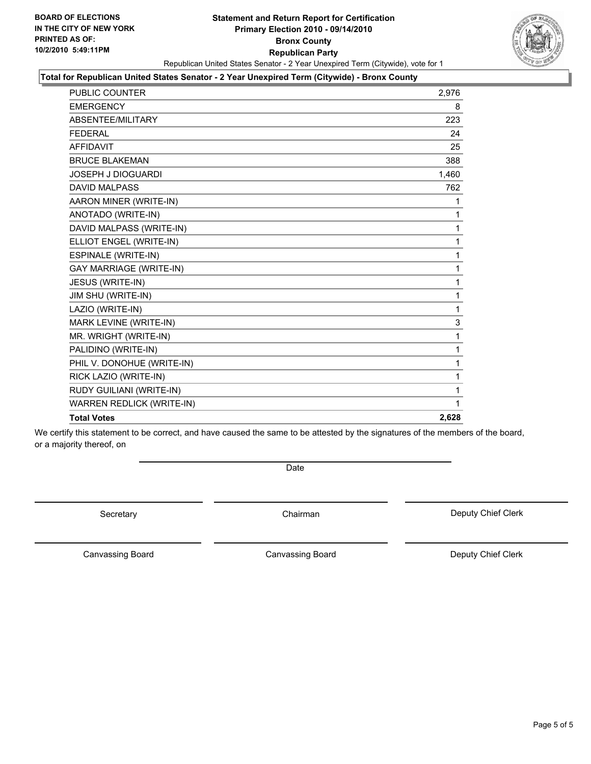**BOARD OF ELECTIONS IN THE CITY OF NEW YORK PRINTED AS OF: 10/2/2010 5:49:11PM**

# Statement and Return Report for Certification
## Primary Election 2010 - 09/14/2010
## Bronx County
## Republican Party

Republican United States Senator - 2 Year Unexpired Term (Citywide), vote for 1

**Total for Republican United States Senator - 2 Year Unexpired Term (Citywide) - Bronx County**

| | |
|---|---|
| PUBLIC COUNTER | 2,976 |
| EMERGENCY | 8 |
| ABSENTEE/MILITARY | 223 |
| FEDERAL | 24 |
| AFFIDAVIT | 25 |
| BRUCE BLAKEMAN | 388 |
| JOSEPH J DIOGUARDI | 1,460 |
| DAVID MALPASS | 762 |
| AARON MINER (WRITE-IN) | 1 |
| ANOTADO (WRITE-IN) | 1 |
| DAVID MALPASS (WRITE-IN) | 1 |
| ELLIOT ENGEL (WRITE-IN) | 1 |
| ESPINALE (WRITE-IN) | 1 |
| GAY MARRIAGE (WRITE-IN) | 1 |
| JESUS (WRITE-IN) | 1 |
| JIM SHU (WRITE-IN) | 1 |
| LAZIO (WRITE-IN) | 1 |
| MARK LEVINE (WRITE-IN) | 3 |
| MR. WRIGHT (WRITE-IN) | 1 |
| PALIDINO (WRITE-IN) | 1 |
| PHIL V. DONOHUE (WRITE-IN) | 1 |
| RICK LAZIO (WRITE-IN) | 1 |
| RUDY GUILIANI (WRITE-IN) | 1 |
| WARREN REDLICK (WRITE-IN) | 1 |
| **Total Votes** | **2,628** |

We certify this statement to be correct, and have caused the same to be attested by the signatures of the members of the board, or a majority thereof, on

Date

Secretary | Chairman | Deputy Chief Clerk

Canvassing Board | Canvassing Board | Deputy Chief Clerk